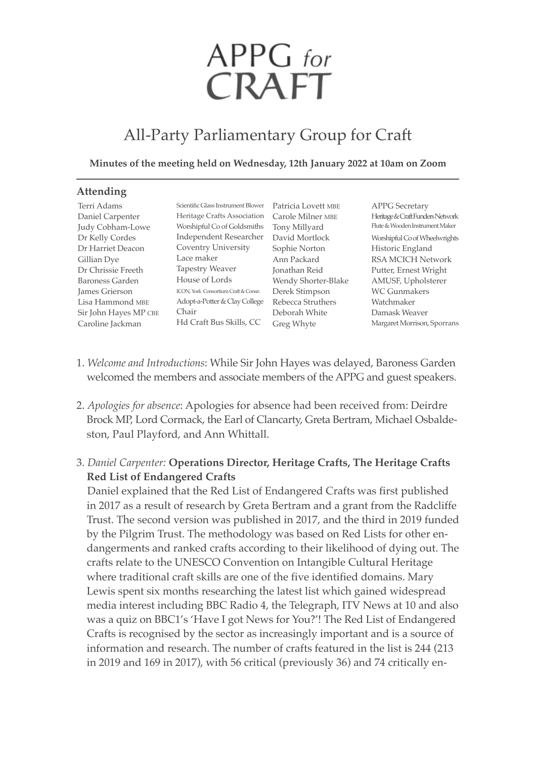# APPG for CRAFT

## All-Party Parliamentary Group for Craft

**Minutes of the meeting held on Wednesday, 12th January 2022 at 10am on Zoom**

### Attending

| | | | |
|---|---|---|---|
| Terri Adams | Scientific Glass Instrument Blower | Patricia Lovett MBE | APPG Secretary |
| Daniel Carpenter | Heritage Crafts Association | Carole Milner MBE | Heritage & Craft Funders Network |
| Judy Cobham-Lowe | Worshipful Co of Goldsmiths | Tony Millyard | Flute & Wooden Instrument Maker |
| Dr Kelly Cordes | Independent Researcher | David Mortlock | Worshipful Co of Wheelwrights |
| Dr Harriet Deacon | Coventry University | Sophie Norton | Historic England |
| Gillian Dye | Lace maker | Ann Packard | RSA MCICH Network |
| Dr Chrissie Freeth | Tapestry Weaver | Jonathan Reid | Putter, Ernest Wright |
| Baroness Garden | House of Lords | Wendy Shorter-Blake | AMUSF, Upholsterer |
| James Grierson | ICON, York Consortium Craft & Consn | Derek Stimpson | WC Gunmakers |
| Lisa Hammond MBE | Adopt-a-Potter & Clay College | Rebecca Struthers | Watchmaker |
| Sir John Hayes MP CBE | Chair | Deborah White | Damask Weaver |
| Caroline Jackman | Hd Craft Bus Skills, CC | Greg Whyte | Margaret Morrison, Sporrans |

1. *Welcome and Introductions*: While Sir John Hayes was delayed, Baroness Garden welcomed the members and associate members of the APPG and guest speakers.

2. *Apologies for absence*: Apologies for absence had been received from: Deirdre Brock MP, Lord Cormack, the Earl of Clancarty, Greta Bertram, Michael Osbaldeston, Paul Playford, and Ann Whittall.

3. *Daniel Carpenter:* **Operations Director, Heritage Crafts, The Heritage Crafts Red List of Endangered Crafts**

   Daniel explained that the Red List of Endangered Crafts was first published in 2017 as a result of research by Greta Bertram and a grant from the Radcliffe Trust. The second version was published in 2017, and the third in 2019 funded by the Pilgrim Trust. The methodology was based on Red Lists for other endangerments and ranked crafts according to their likelihood of dying out. The crafts relate to the UNESCO Convention on Intangible Cultural Heritage where traditional craft skills are one of the five identified domains. Mary Lewis spent six months researching the latest list which gained widespread media interest including BBC Radio 4, the Telegraph, ITV News at 10 and also was a quiz on BBC1's 'Have I got News for You?'! The Red List of Endangered Crafts is recognised by the sector as increasingly important and is a source of information and research. The number of crafts featured in the list is 244 (213 in 2019 and 169 in 2017), with 56 critical (previously 36) and 74 critically en-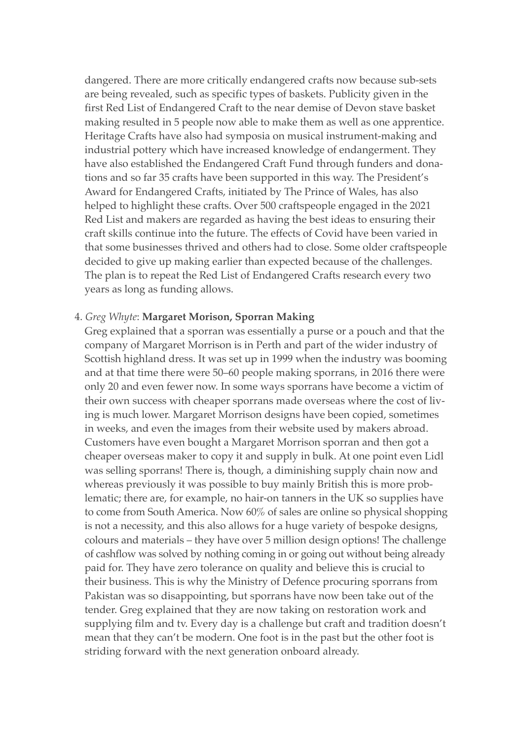dangered. There are more critically endangered crafts now because sub-sets are being revealed, such as specific types of baskets. Publicity given in the first Red List of Endangered Craft to the near demise of Devon stave basket making resulted in 5 people now able to make them as well as one apprentice. Heritage Crafts have also had symposia on musical instrument-making and industrial pottery which have increased knowledge of endangerment. They have also established the Endangered Craft Fund through funders and donations and so far 35 crafts have been supported in this way. The President's Award for Endangered Crafts, initiated by The Prince of Wales, has also helped to highlight these crafts. Over 500 craftspeople engaged in the 2021 Red List and makers are regarded as having the best ideas to ensuring their craft skills continue into the future. The effects of Covid have been varied in that some businesses thrived and others had to close. Some older craftspeople decided to give up making earlier than expected because of the challenges. The plan is to repeat the Red List of Endangered Crafts research every two years as long as funding allows.

4. *Greg Whyte*: **Margaret Morison, Sporran Making**
   Greg explained that a sporran was essentially a purse or a pouch and that the company of Margaret Morrison is in Perth and part of the wider industry of Scottish highland dress. It was set up in 1999 when the industry was booming and at that time there were 50–60 people making sporrans, in 2016 there were only 20 and even fewer now. In some ways sporrans have become a victim of their own success with cheaper sporrans made overseas where the cost of living is much lower. Margaret Morrison designs have been copied, sometimes in weeks, and even the images from their website used by makers abroad. Customers have even bought a Margaret Morrison sporran and then got a cheaper overseas maker to copy it and supply in bulk. At one point even Lidl was selling sporrans! There is, though, a diminishing supply chain now and whereas previously it was possible to buy mainly British this is more problematic; there are, for example, no hair-on tanners in the UK so supplies have to come from South America. Now 60% of sales are online so physical shopping is not a necessity, and this also allows for a huge variety of bespoke designs, colours and materials – they have over 5 million design options! The challenge of cashflow was solved by nothing coming in or going out without being already paid for. They have zero tolerance on quality and believe this is crucial to their business. This is why the Ministry of Defence procuring sporrans from Pakistan was so disappointing, but sporrans have now been take out of the tender. Greg explained that they are now taking on restoration work and supplying film and tv. Every day is a challenge but craft and tradition doesn't mean that they can't be modern. One foot is in the past but the other foot is striding forward with the next generation onboard already.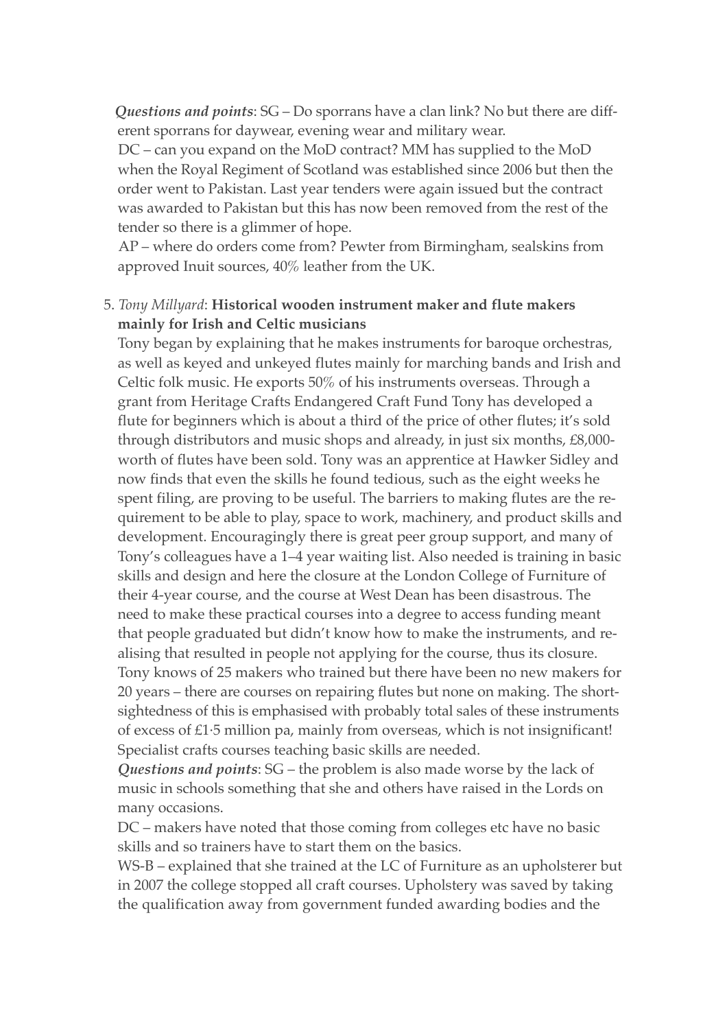*Questions and points*: SG – Do sporrans have a clan link? No but there are different sporrans for daywear, evening wear and military wear.
DC – can you expand on the MoD contract? MM has supplied to the MoD when the Royal Regiment of Scotland was established since 2006 but then the order went to Pakistan. Last year tenders were again issued but the contract was awarded to Pakistan but this has now been removed from the rest of the tender so there is a glimmer of hope.
AP – where do orders come from? Pewter from Birmingham, sealskins from approved Inuit sources, 40% leather from the UK.

5. *Tony Millyard*: **Historical wooden instrument maker and flute makers mainly for Irish and Celtic musicians**
Tony began by explaining that he makes instruments for baroque orchestras, as well as keyed and unkeyed flutes mainly for marching bands and Irish and Celtic folk music. He exports 50% of his instruments overseas. Through a grant from Heritage Crafts Endangered Craft Fund Tony has developed a flute for beginners which is about a third of the price of other flutes; it's sold through distributors and music shops and already, in just six months, £8,000-worth of flutes have been sold. Tony was an apprentice at Hawker Sidley and now finds that even the skills he found tedious, such as the eight weeks he spent filing, are proving to be useful. The barriers to making flutes are the requirement to be able to play, space to work, machinery, and product skills and development. Encouragingly there is great peer group support, and many of Tony's colleagues have a 1–4 year waiting list. Also needed is training in basic skills and design and here the closure at the London College of Furniture of their 4-year course, and the course at West Dean has been disastrous. The need to make these practical courses into a degree to access funding meant that people graduated but didn't know how to make the instruments, and realising that resulted in people not applying for the course, thus its closure. Tony knows of 25 makers who trained but there have been no new makers for 20 years – there are courses on repairing flutes but none on making. The short-sightedness of this is emphasised with probably total sales of these instruments of excess of £1·5 million pa, mainly from overseas, which is not insignificant! Specialist crafts courses teaching basic skills are needed.
*Questions and points*: SG – the problem is also made worse by the lack of music in schools something that she and others have raised in the Lords on many occasions.
DC – makers have noted that those coming from colleges etc have no basic skills and so trainers have to start them on the basics.
WS-B – explained that she trained at the LC of Furniture as an upholsterer but in 2007 the college stopped all craft courses. Upholstery was saved by taking the qualification away from government funded awarding bodies and the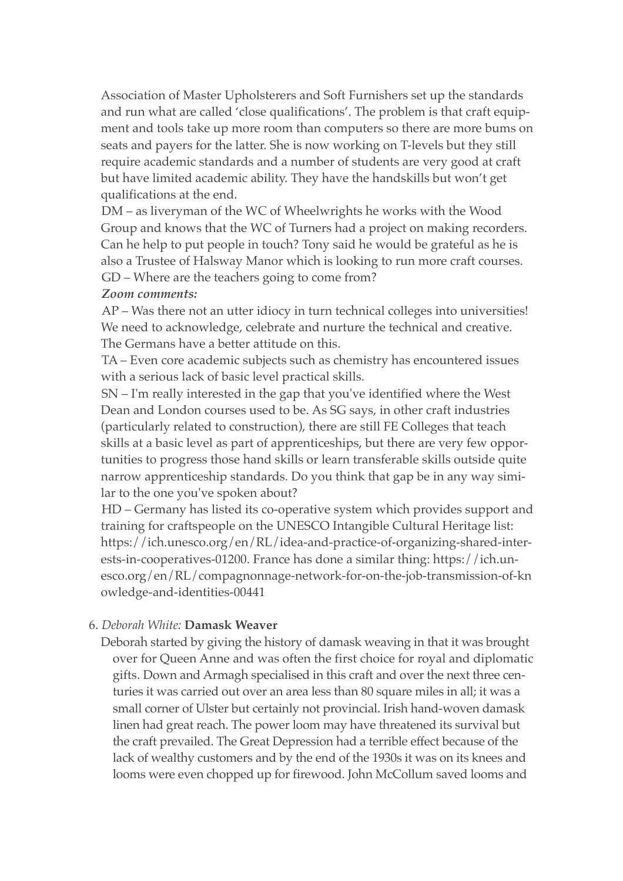Association of Master Upholsterers and Soft Furnishers set up the standards and run what are called 'close qualifications'. The problem is that craft equipment and tools take up more room than computers so there are more bums on seats and payers for the latter. She is now working on T-levels but they still require academic standards and a number of students are very good at craft but have limited academic ability. They have the handskills but won't get qualifications at the end.

DM – as liveryman of the WC of Wheelwrights he works with the Wood Group and knows that the WC of Turners had a project on making recorders. Can he help to put people in touch? Tony said he would be grateful as he is also a Trustee of Halsway Manor which is looking to run more craft courses.

GD – Where are the teachers going to come from?

***Zoom comments:***

AP – Was there not an utter idiocy in turn technical colleges into universities! We need to acknowledge, celebrate and nurture the technical and creative. The Germans have a better attitude on this.

TA – Even core academic subjects such as chemistry has encountered issues with a serious lack of basic level practical skills.

SN – I'm really interested in the gap that you've identified where the West Dean and London courses used to be. As SG says, in other craft industries (particularly related to construction), there are still FE Colleges that teach skills at a basic level as part of apprenticeships, but there are very few opportunities to progress those hand skills or learn transferable skills outside quite narrow apprenticeship standards. Do you think that gap be in any way similar to the one you've spoken about?

HD – Germany has listed its co-operative system which provides support and training for craftspeople on the UNESCO Intangible Cultural Heritage list: https://ich.unesco.org/en/RL/idea-and-practice-of-organizing-shared-interests-in-cooperatives-01200. France has done a similar thing: https://ich.unesco.org/en/RL/compagnonnage-network-for-on-the-job-transmission-of-knowledge-and-identities-00441

6. *Deborah White:* **Damask Weaver**

Deborah started by giving the history of damask weaving in that it was brought over for Queen Anne and was often the first choice for royal and diplomatic gifts. Down and Armagh specialised in this craft and over the next three centuries it was carried out over an area less than 80 square miles in all; it was a small corner of Ulster but certainly not provincial. Irish hand-woven damask linen had great reach. The power loom may have threatened its survival but the craft prevailed. The Great Depression had a terrible effect because of the lack of wealthy customers and by the end of the 1930s it was on its knees and looms were even chopped up for firewood. John McCollum saved looms and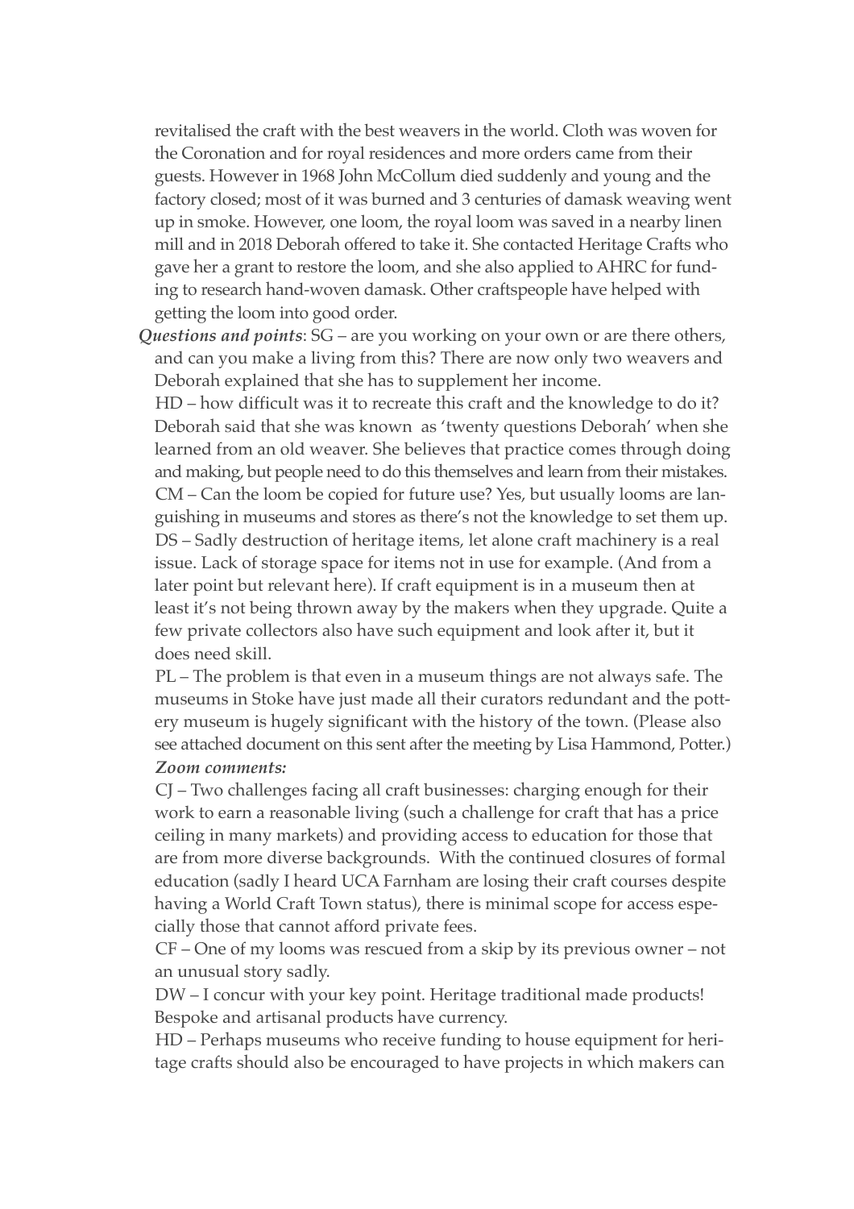revitalised the craft with the best weavers in the world. Cloth was woven for the Coronation and for royal residences and more orders came from their guests. However in 1968 John McCollum died suddenly and young and the factory closed; most of it was burned and 3 centuries of damask weaving went up in smoke. However, one loom, the royal loom was saved in a nearby linen mill and in 2018 Deborah offered to take it. She contacted Heritage Crafts who gave her a grant to restore the loom, and she also applied to AHRC for funding to research hand-woven damask. Other craftspeople have helped with getting the loom into good order.

***Questions and points***: SG – are you working on your own or are there others, and can you make a living from this? There are now only two weavers and Deborah explained that she has to supplement her income.

HD – how difficult was it to recreate this craft and the knowledge to do it? Deborah said that she was known as 'twenty questions Deborah' when she learned from an old weaver. She believes that practice comes through doing and making, but people need to do this themselves and learn from their mistakes.

CM – Can the loom be copied for future use? Yes, but usually looms are languishing in museums and stores as there's not the knowledge to set them up.

DS – Sadly destruction of heritage items, let alone craft machinery is a real issue. Lack of storage space for items not in use for example. (And from a later point but relevant here). If craft equipment is in a museum then at least it's not being thrown away by the makers when they upgrade. Quite a few private collectors also have such equipment and look after it, but it does need skill.

PL – The problem is that even in a museum things are not always safe. The museums in Stoke have just made all their curators redundant and the pottery museum is hugely significant with the history of the town. (Please also see attached document on this sent after the meeting by Lisa Hammond, Potter.)

***Zoom comments:***

CJ – Two challenges facing all craft businesses: charging enough for their work to earn a reasonable living (such a challenge for craft that has a price ceiling in many markets) and providing access to education for those that are from more diverse backgrounds. With the continued closures of formal education (sadly I heard UCA Farnham are losing their craft courses despite having a World Craft Town status), there is minimal scope for access especially those that cannot afford private fees.

CF – One of my looms was rescued from a skip by its previous owner – not an unusual story sadly.

DW – I concur with your key point. Heritage traditional made products! Bespoke and artisanal products have currency.

HD – Perhaps museums who receive funding to house equipment for heritage crafts should also be encouraged to have projects in which makers can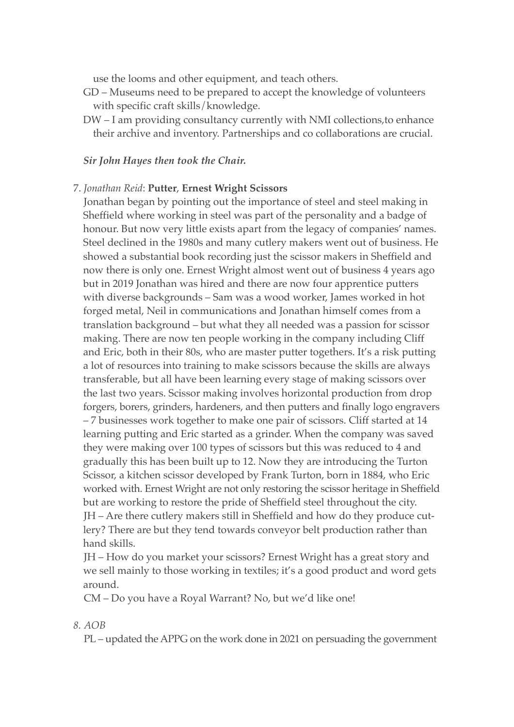use the looms and other equipment, and teach others.

GD – Museums need to be prepared to accept the knowledge of volunteers with specific craft skills/knowledge.

DW – I am providing consultancy currently with NMI collections,to enhance their archive and inventory. Partnerships and co collaborations are crucial.

***Sir John Hayes then took the Chair.***

7. *Jonathan Reid*: **Putter**, **Ernest Wright Scissors**

Jonathan began by pointing out the importance of steel and steel making in Sheffield where working in steel was part of the personality and a badge of honour. But now very little exists apart from the legacy of companies' names. Steel declined in the 1980s and many cutlery makers went out of business. He showed a substantial book recording just the scissor makers in Sheffield and now there is only one. Ernest Wright almost went out of business 4 years ago but in 2019 Jonathan was hired and there are now four apprentice putters with diverse backgrounds – Sam was a wood worker, James worked in hot forged metal, Neil in communications and Jonathan himself comes from a translation background – but what they all needed was a passion for scissor making. There are now ten people working in the company including Cliff and Eric, both in their 80s, who are master putter togethers. It's a risk putting a lot of resources into training to make scissors because the skills are always transferable, but all have been learning every stage of making scissors over the last two years. Scissor making involves horizontal production from drop forgers, borers, grinders, hardeners, and then putters and finally logo engravers – 7 businesses work together to make one pair of scissors. Cliff started at 14 learning putting and Eric started as a grinder. When the company was saved they were making over 100 types of scissors but this was reduced to 4 and gradually this has been built up to 12. Now they are introducing the Turton Scissor, a kitchen scissor developed by Frank Turton, born in 1884, who Eric worked with. Ernest Wright are not only restoring the scissor heritage in Sheffield but are working to restore the pride of Sheffield steel throughout the city.

JH – Are there cutlery makers still in Sheffield and how do they produce cutlery? There are but they tend towards conveyor belt production rather than hand skills.

JH – How do you market your scissors? Ernest Wright has a great story and we sell mainly to those working in textiles; it's a good product and word gets around.

CM – Do you have a Royal Warrant? No, but we'd like one!

8. *AOB*

PL – updated the APPG on the work done in 2021 on persuading the government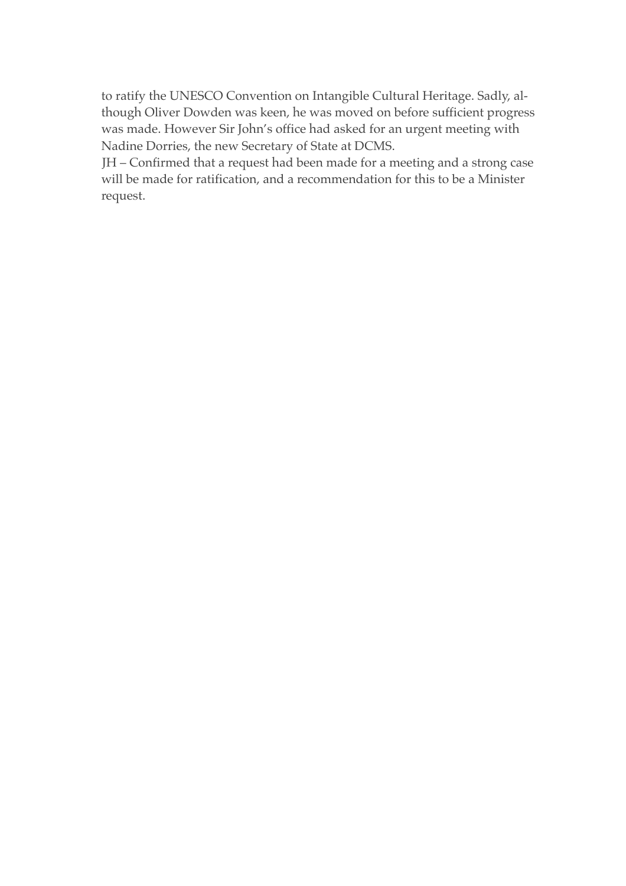to ratify the UNESCO Convention on Intangible Cultural Heritage. Sadly, although Oliver Dowden was keen, he was moved on before sufficient progress was made. However Sir John's office had asked for an urgent meeting with Nadine Dorries, the new Secretary of State at DCMS.

JH – Confirmed that a request had been made for a meeting and a strong case will be made for ratification, and a recommendation for this to be a Minister request.